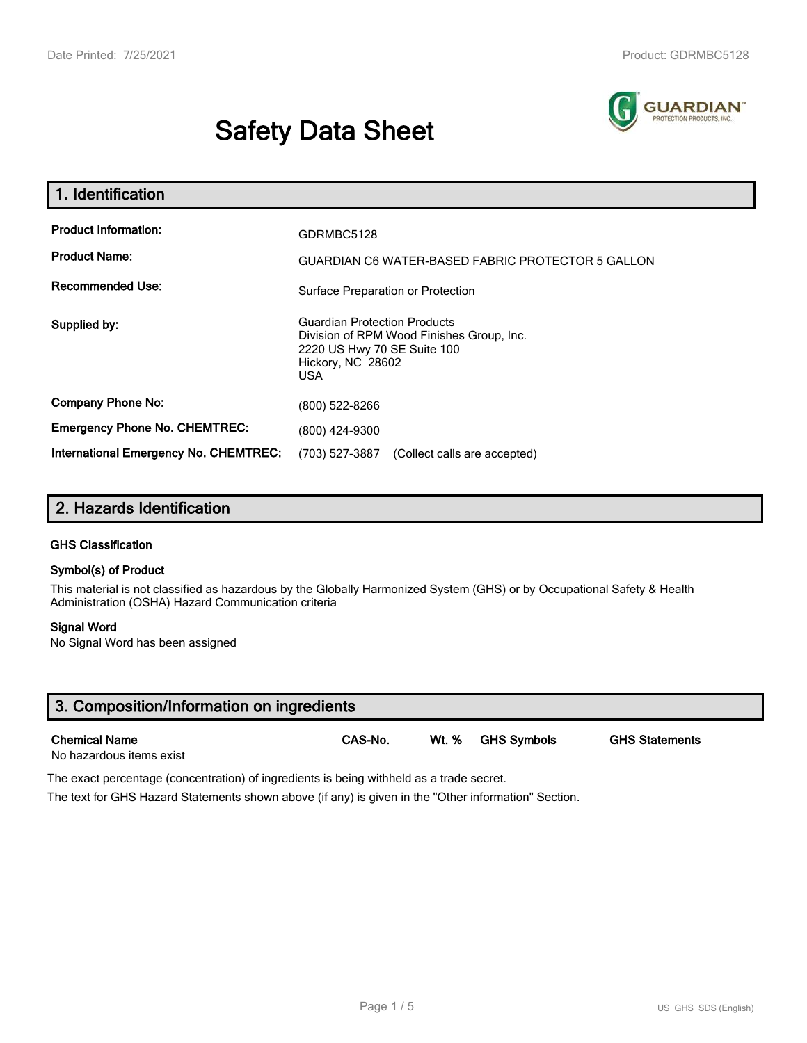# Safety Data Sheet

## 1. Identification

| | |
|---|---|
| **Product Information:** | GDRMBC5128 |
| **Product Name:** | GUARDIAN C6 WATER-BASED FABRIC PROTECTOR 5 GALLON |
| **Recommended Use:** | Surface Preparation or Protection |
| **Supplied by:** | Guardian Protection Products<br>Division of RPM Wood Finishes Group, Inc.<br>2220 US Hwy 70 SE Suite 100<br>Hickory, NC 28602<br>USA |
| **Company Phone No:** | (800) 522-8266 |
| **Emergency Phone No. CHEMTREC:** | (800) 424-9300 |
| **International Emergency No. CHEMTREC:** | (703) 527-3887 (Collect calls are accepted) |

## 2. Hazards Identification

### GHS Classification

### Symbol(s) of Product

This material is not classified as hazardous by the Globally Harmonized System (GHS) or by Occupational Safety & Health Administration (OSHA) Hazard Communication criteria

### Signal Word

No Signal Word has been assigned

## 3. Composition/Information on ingredients

| Chemical Name | CAS-No. | Wt. % | GHS Symbols | GHS Statements |
|---|---|---|---|---|
| No hazardous items exist | | | | |

The exact percentage (concentration) of ingredients is being withheld as a trade secret.

The text for GHS Hazard Statements shown above (if any) is given in the "Other information" Section.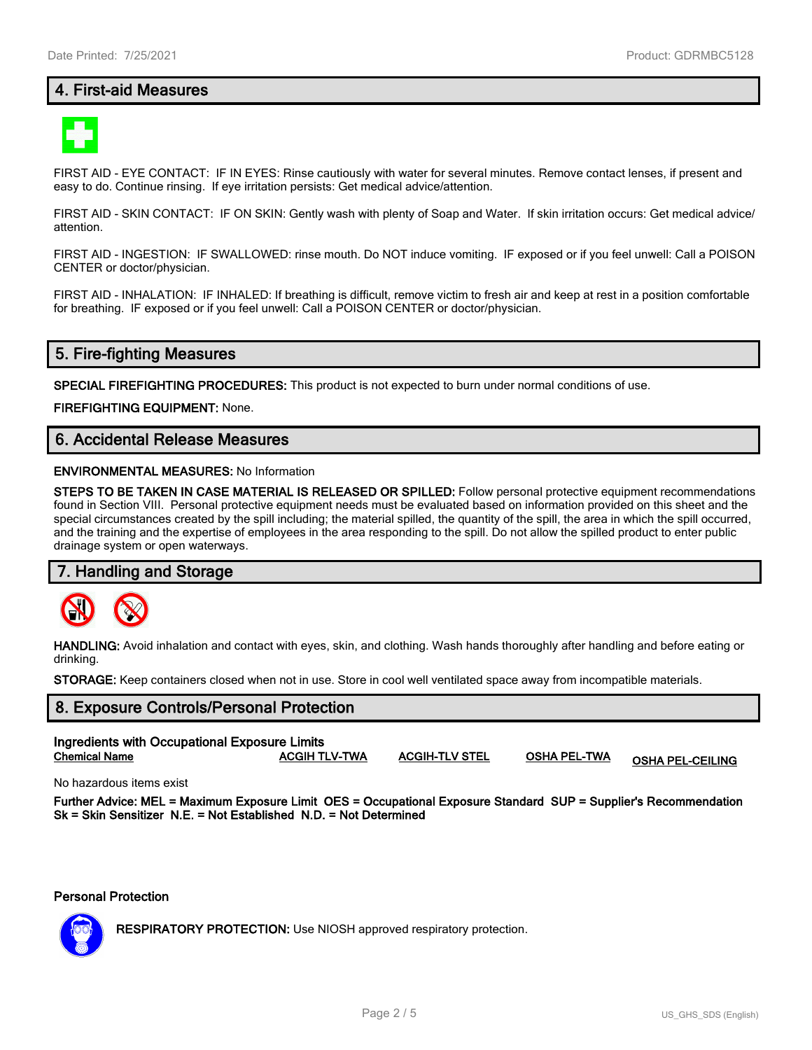## 4. First-aid Measures

FIRST AID - EYE CONTACT: IF IN EYES: Rinse cautiously with water for several minutes. Remove contact lenses, if present and easy to do. Continue rinsing. If eye irritation persists: Get medical advice/attention.

FIRST AID - SKIN CONTACT: IF ON SKIN: Gently wash with plenty of Soap and Water. If skin irritation occurs: Get medical advice/ attention.

FIRST AID - INGESTION: IF SWALLOWED: rinse mouth. Do NOT induce vomiting. IF exposed or if you feel unwell: Call a POISON CENTER or doctor/physician.

FIRST AID - INHALATION: IF INHALED: If breathing is difficult, remove victim to fresh air and keep at rest in a position comfortable for breathing. IF exposed or if you feel unwell: Call a POISON CENTER or doctor/physician.

## 5. Fire-fighting Measures

**SPECIAL FIREFIGHTING PROCEDURES:** This product is not expected to burn under normal conditions of use.

**FIREFIGHTING EQUIPMENT:** None.

## 6. Accidental Release Measures

**ENVIRONMENTAL MEASURES:** No Information

**STEPS TO BE TAKEN IN CASE MATERIAL IS RELEASED OR SPILLED:** Follow personal protective equipment recommendations found in Section VIII. Personal protective equipment needs must be evaluated based on information provided on this sheet and the special circumstances created by the spill including; the material spilled, the quantity of the spill, the area in which the spill occurred, and the training and the expertise of employees in the area responding to the spill. Do not allow the spilled product to enter public drainage system or open waterways.

## 7. Handling and Storage

**HANDLING:** Avoid inhalation and contact with eyes, skin, and clothing. Wash hands thoroughly after handling and before eating or drinking.

**STORAGE:** Keep containers closed when not in use. Store in cool well ventilated space away from incompatible materials.

## 8. Exposure Controls/Personal Protection

**Ingredients with Occupational Exposure Limits**

| Chemical Name | ACGIH TLV-TWA | ACGIH-TLV STEL | OSHA PEL-TWA | OSHA PEL-CEILING |
|---|---|---|---|---|

No hazardous items exist

**Further Advice: MEL = Maximum Exposure Limit OES = Occupational Exposure Standard SUP = Supplier's Recommendation Sk = Skin Sensitizer N.E. = Not Established N.D. = Not Determined**

**Personal Protection**

**RESPIRATORY PROTECTION:** Use NIOSH approved respiratory protection.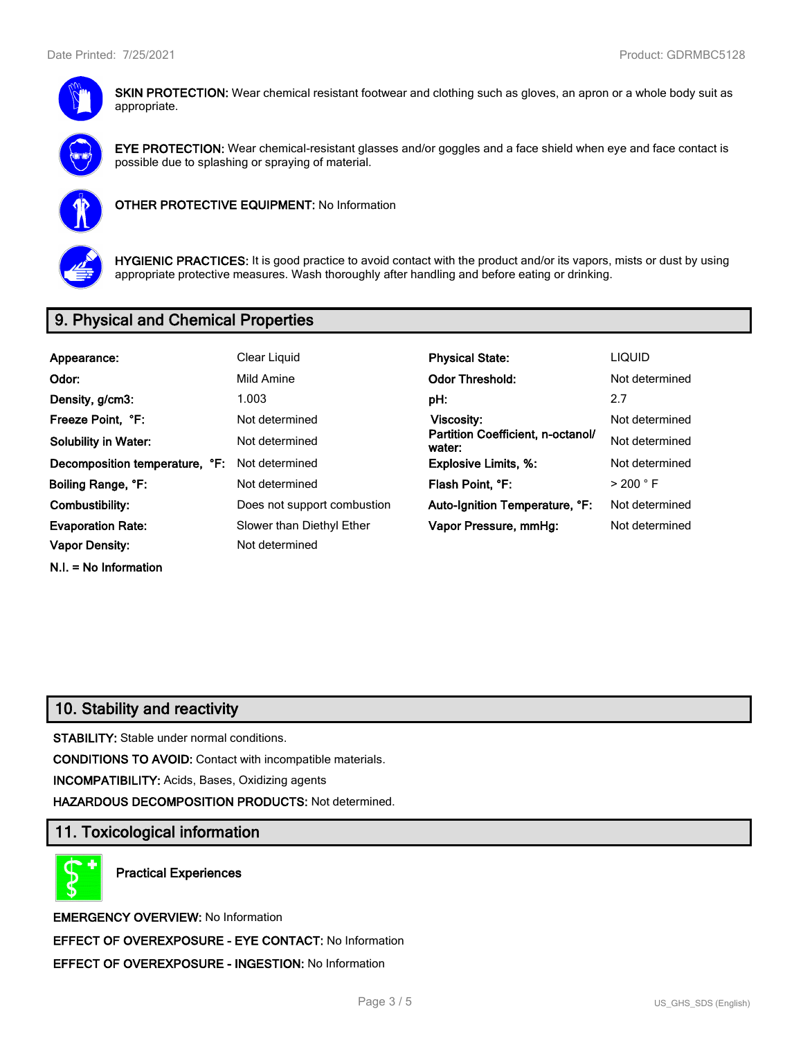**SKIN PROTECTION:** Wear chemical resistant footwear and clothing such as gloves, an apron or a whole body suit as appropriate.

**EYE PROTECTION:** Wear chemical-resistant glasses and/or goggles and a face shield when eye and face contact is possible due to splashing or spraying of material.

**OTHER PROTECTIVE EQUIPMENT:** No Information

**HYGIENIC PRACTICES:** It is good practice to avoid contact with the product and/or its vapors, mists or dust by using appropriate protective measures. Wash thoroughly after handling and before eating or drinking.

## 9. Physical and Chemical Properties

| | | | |
|---|---|---|---|
| **Appearance:** | Clear Liquid | **Physical State:** | LIQUID |
| **Odor:** | Mild Amine | **Odor Threshold:** | Not determined |
| **Density, g/cm3:** | 1.003 | **pH:** | 2.7 |
| **Freeze Point, °F:** | Not determined | **Viscosity:** | Not determined |
| **Solubility in Water:** | Not determined | **Partition Coefficient, n-octanol/ water:** | Not determined |
| **Decomposition temperature, °F:** | Not determined | **Explosive Limits, %:** | Not determined |
| **Boiling Range, °F:** | Not determined | **Flash Point, °F:** | > 200 ° F |
| **Combustibility:** | Does not support combustion | **Auto-Ignition Temperature, °F:** | Not determined |
| **Evaporation Rate:** | Slower than Diethyl Ether | **Vapor Pressure, mmHg:** | Not determined |
| **Vapor Density:** | Not determined | | |

**N.I. = No Information**

## 10. Stability and reactivity

**STABILITY:** Stable under normal conditions.

**CONDITIONS TO AVOID:** Contact with incompatible materials.

**INCOMPATIBILITY:** Acids, Bases, Oxidizing agents

**HAZARDOUS DECOMPOSITION PRODUCTS:** Not determined.

## 11. Toxicological information

**Practical Experiences**

**EMERGENCY OVERVIEW:** No Information

**EFFECT OF OVEREXPOSURE - EYE CONTACT:** No Information

**EFFECT OF OVEREXPOSURE - INGESTION:** No Information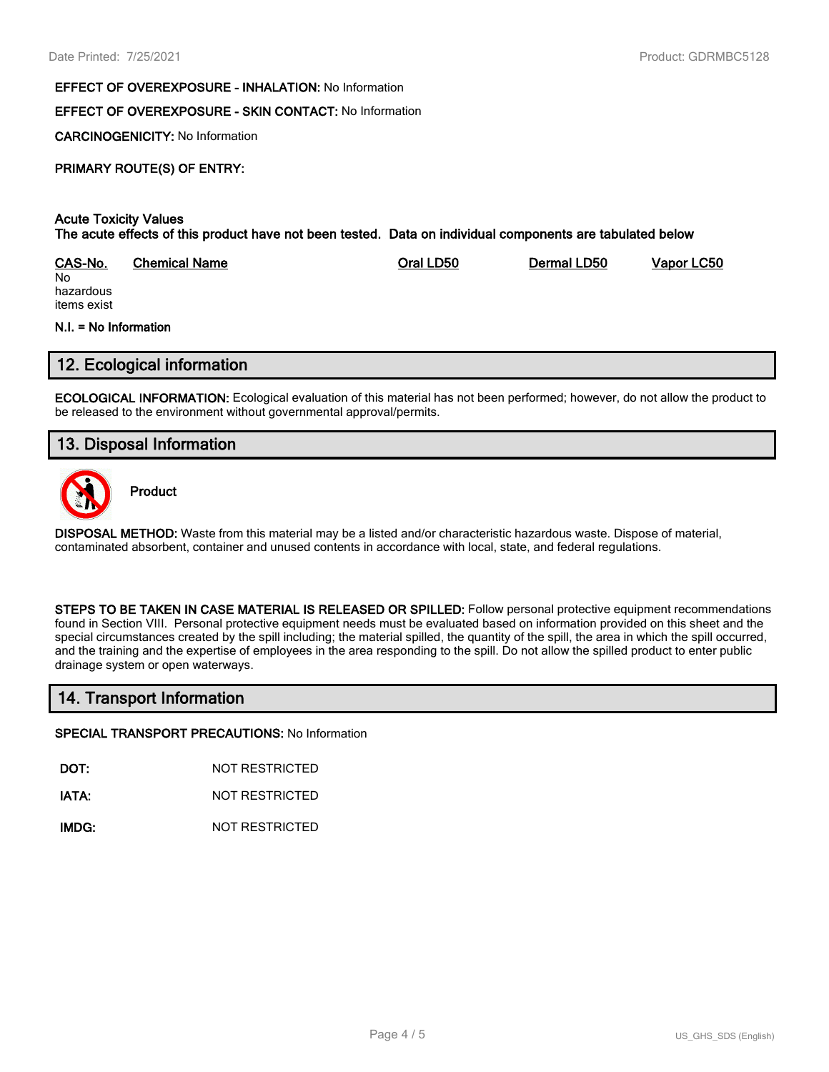**EFFECT OF OVEREXPOSURE - INHALATION:** No Information

**EFFECT OF OVEREXPOSURE - SKIN CONTACT:** No Information

**CARCINOGENICITY:** No Information

**PRIMARY ROUTE(S) OF ENTRY:**

**Acute Toxicity Values**
**The acute effects of this product have not been tested. Data on individual components are tabulated below**

| CAS-No. | Chemical Name | Oral LD50 | Dermal LD50 | Vapor LC50 |
|---|---|---|---|---|
| No hazardous items exist | | | | |

**N.I. = No Information**

## 12. Ecological information

**ECOLOGICAL INFORMATION:** Ecological evaluation of this material has not been performed; however, do not allow the product to be released to the environment without governmental approval/permits.

## 13. Disposal Information

**Product**

**DISPOSAL METHOD:** Waste from this material may be a listed and/or characteristic hazardous waste. Dispose of material, contaminated absorbent, container and unused contents in accordance with local, state, and federal regulations.

**STEPS TO BE TAKEN IN CASE MATERIAL IS RELEASED OR SPILLED:** Follow personal protective equipment recommendations found in Section VIII. Personal protective equipment needs must be evaluated based on information provided on this sheet and the special circumstances created by the spill including; the material spilled, the quantity of the spill, the area in which the spill occurred, and the training and the expertise of employees in the area responding to the spill. Do not allow the spilled product to enter public drainage system or open waterways.

## 14. Transport Information

**SPECIAL TRANSPORT PRECAUTIONS:** No Information

| | |
|---|---|
| **DOT:** | NOT RESTRICTED |
| **IATA:** | NOT RESTRICTED |
| **IMDG:** | NOT RESTRICTED |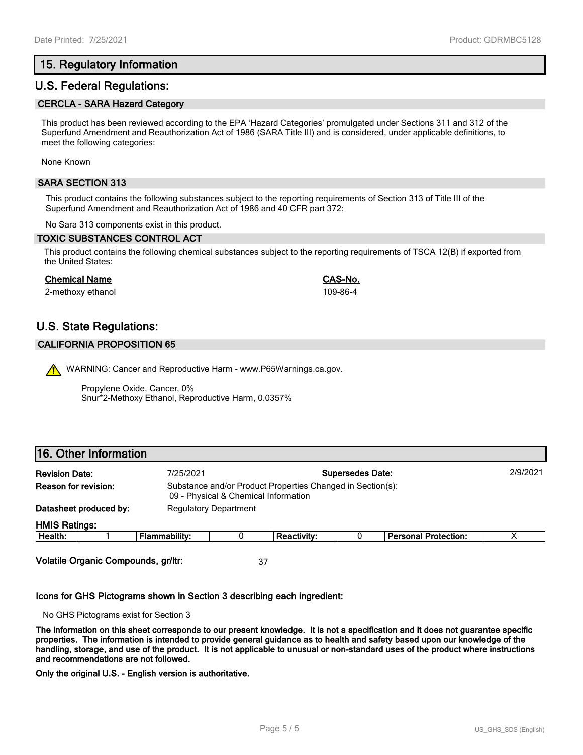## 15. Regulatory Information

## U.S. Federal Regulations:

### CERCLA - SARA Hazard Category

This product has been reviewed according to the EPA 'Hazard Categories' promulgated under Sections 311 and 312 of the Superfund Amendment and Reauthorization Act of 1986 (SARA Title III) and is considered, under applicable definitions, to meet the following categories:

None Known

### SARA SECTION 313

This product contains the following substances subject to the reporting requirements of Section 313 of Title III of the Superfund Amendment and Reauthorization Act of 1986 and 40 CFR part 372:

No Sara 313 components exist in this product.

### TOXIC SUBSTANCES CONTROL ACT

This product contains the following chemical substances subject to the reporting requirements of TSCA 12(B) if exported from the United States:

| Chemical Name | CAS-No. |
|---|---|
| 2-methoxy ethanol | 109-86-4 |

## U.S. State Regulations:

### CALIFORNIA PROPOSITION 65

WARNING: Cancer and Reproductive Harm - www.P65Warnings.ca.gov.

Propylene Oxide, Cancer, 0%
Snur*2-Methoxy Ethanol, Reproductive Harm, 0.0357%

## 16. Other Information

**Revision Date:** 7/25/2021 **Supersedes Date:** 2/9/2021

**Reason for revision:** Substance and/or Product Properties Changed in Section(s): 09 - Physical & Chemical Information

**Datasheet produced by:** Regulatory Department

**HMIS Ratings:**

| Health: | 1 | Flammability: | 0 | Reactivity: | 0 | Personal Protection: | X |
|---|---|---|---|---|---|---|---|

**Volatile Organic Compounds, gr/ltr:** 37

**Icons for GHS Pictograms shown in Section 3 describing each ingredient:**

No GHS Pictograms exist for Section 3

**The information on this sheet corresponds to our present knowledge. It is not a specification and it does not guarantee specific properties. The information is intended to provide general guidance as to health and safety based upon our knowledge of the handling, storage, and use of the product. It is not applicable to unusual or non-standard uses of the product where instructions and recommendations are not followed.**

**Only the original U.S. - English version is authoritative.**